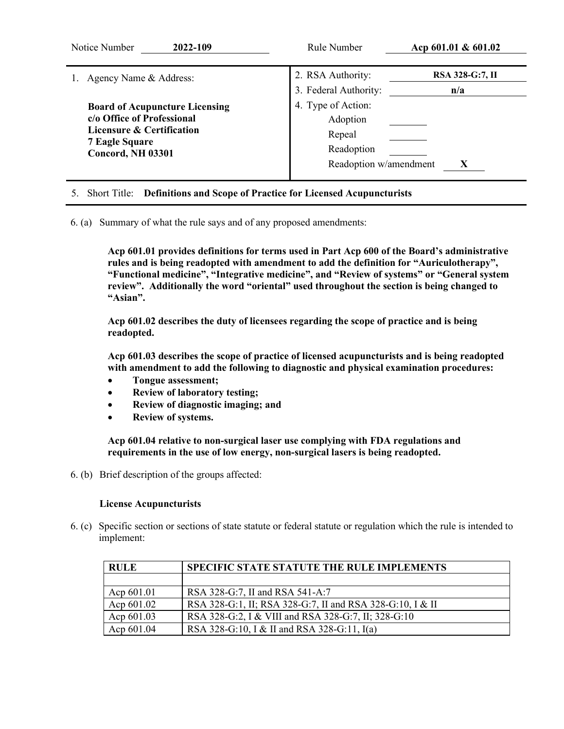Notice Number **2022-109** Rule Number **Acp 601.01 & 601.02**

| 1. Agency Name & Address: | 2. RSA Authority: **RSA 328-G:7, II** |
|---|---|
| **Board of Acupuncture Licensing**<br>**c/o Office of Professional Licensure & Certification**<br>**7 Eagle Square**<br>**Concord, NH 03301** | 3. Federal Authority: **n/a**<br>4. Type of Action:<br>Adoption ____<br>Repeal ____<br>Readoption ____<br>Readoption w/amendment **X** |

5. Short Title: **Definitions and Scope of Practice for Licensed Acupuncturists**

6. (a) Summary of what the rule says and of any proposed amendments:

**Acp 601.01 provides definitions for terms used in Part Acp 600 of the Board's administrative rules and is being readopted with amendment to add the definition for "Auriculotherapy", "Functional medicine", "Integrative medicine", and "Review of systems" or "General system review". Additionally the word "oriental" used throughout the section is being changed to "Asian".**

**Acp 601.02 describes the duty of licensees regarding the scope of practice and is being readopted.**

**Acp 601.03 describes the scope of practice of licensed acupuncturists and is being readopted with amendment to add the following to diagnostic and physical examination procedures:**

- **Tongue assessment;**
- **Review of laboratory testing;**
- **Review of diagnostic imaging; and**
- **Review of systems.**

**Acp 601.04 relative to non-surgical laser use complying with FDA regulations and requirements in the use of low energy, non-surgical lasers is being readopted.**

6. (b) Brief description of the groups affected:

**License Acupuncturists**

6. (c) Specific section or sections of state statute or federal statute or regulation which the rule is intended to implement:

| RULE | SPECIFIC STATE STATUTE THE RULE IMPLEMENTS |
|---|---|
| | |
| Acp 601.01 | RSA 328-G:7, II and RSA 541-A:7 |
| Acp 601.02 | RSA 328-G:1, II; RSA 328-G:7, II and RSA 328-G:10, I & II |
| Acp 601.03 | RSA 328-G:2, I & VIII and RSA 328-G:7, II; 328-G:10 |
| Acp 601.04 | RSA 328-G:10, I & II and RSA 328-G:11, I(a) |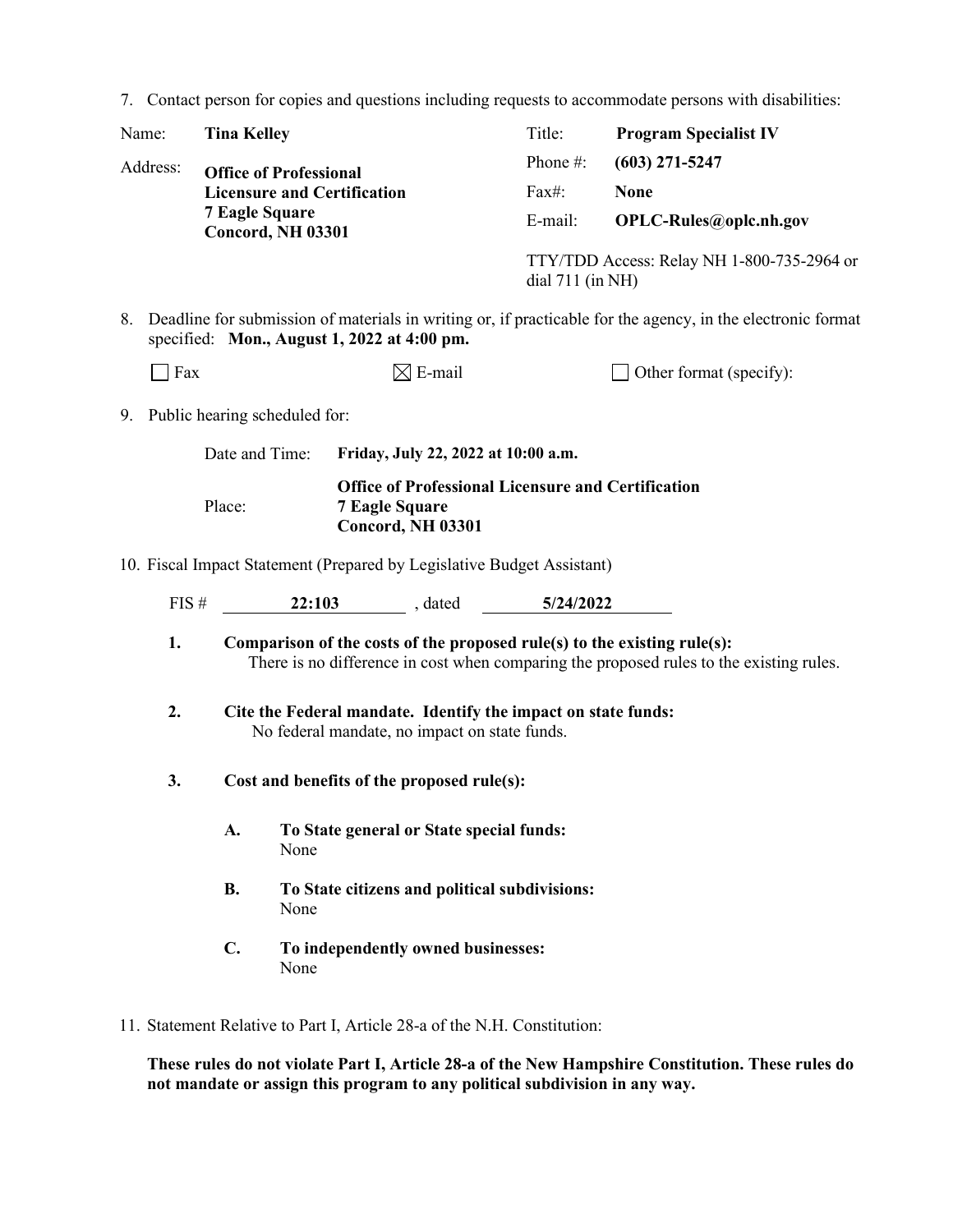7. Contact person for copies and questions including requests to accommodate persons with disabilities:

| | | | |
|---|---|---|---|
| Name: | **Tina Kelley** | Title: | **Program Specialist IV** |
| Address: | **Office of Professional Licensure and Certification 7 Eagle Square Concord, NH 03301** | Phone #: | **(603) 271-5247** |
| | | Fax#: | **None** |
| | | E-mail: | **OPLC-Rules@oplc.nh.gov** |
| | | TTY/TDD Access: Relay NH 1-800-735-2964 or dial 711 (in NH) | |

8. Deadline for submission of materials in writing or, if practicable for the agency, in the electronic format specified: **Mon., August 1, 2022 at 4:00 pm.**

☐ Fax ☒ E-mail ☐ Other format (specify):

9. Public hearing scheduled for:

Date and Time: **Friday, July 22, 2022 at 10:00 a.m.**

Place: **Office of Professional Licensure and Certification**
**7 Eagle Square**
**Concord, NH 03301**

10. Fiscal Impact Statement (Prepared by Legislative Budget Assistant)

FIS # **22:103** , dated **5/24/2022**

**1. Comparison of the costs of the proposed rule(s) to the existing rule(s):**
There is no difference in cost when comparing the proposed rules to the existing rules.

**2. Cite the Federal mandate. Identify the impact on state funds:**
No federal mandate, no impact on state funds.

**3. Cost and benefits of the proposed rule(s):**

**A. To State general or State special funds:**
None

**B. To State citizens and political subdivisions:**
None

**C. To independently owned businesses:**
None

11. Statement Relative to Part I, Article 28-a of the N.H. Constitution:

**These rules do not violate Part I, Article 28-a of the New Hampshire Constitution. These rules do not mandate or assign this program to any political subdivision in any way.**